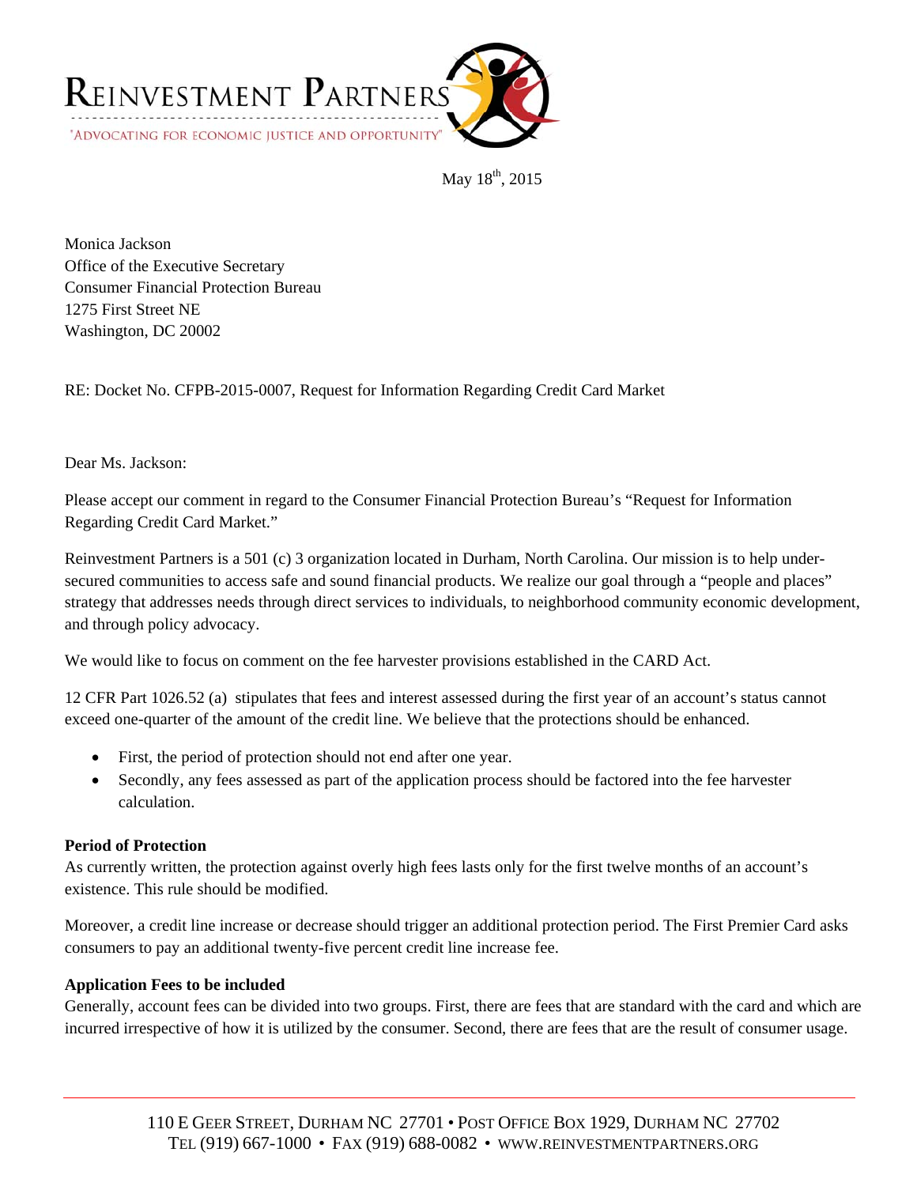# REINVESTMENT PARTNERS

"ADVOCATING FOR ECONOMIC JUSTICE AND OPPORTUNITY"

May 18th, 2015

Monica Jackson
Office of the Executive Secretary
Consumer Financial Protection Bureau
1275 First Street NE
Washington, DC 20002

RE: Docket No. CFPB-2015-0007, Request for Information Regarding Credit Card Market

Dear Ms. Jackson:

Please accept our comment in regard to the Consumer Financial Protection Bureau's "Request for Information Regarding Credit Card Market."

Reinvestment Partners is a 501 (c) 3 organization located in Durham, North Carolina. Our mission is to help under-secured communities to access safe and sound financial products. We realize our goal through a "people and places" strategy that addresses needs through direct services to individuals, to neighborhood community economic development, and through policy advocacy.

We would like to focus on comment on the fee harvester provisions established in the CARD Act.

12 CFR Part 1026.52 (a) stipulates that fees and interest assessed during the first year of an account's status cannot exceed one-quarter of the amount of the credit line. We believe that the protections should be enhanced.

- First, the period of protection should not end after one year.
- Secondly, any fees assessed as part of the application process should be factored into the fee harvester calculation.

**Period of Protection**
As currently written, the protection against overly high fees lasts only for the first twelve months of an account's existence. This rule should be modified.

Moreover, a credit line increase or decrease should trigger an additional protection period. The First Premier Card asks consumers to pay an additional twenty-five percent credit line increase fee.

**Application Fees to be included**
Generally, account fees can be divided into two groups. First, there are fees that are standard with the card and which are incurred irrespective of how it is utilized by the consumer. Second, there are fees that are the result of consumer usage.

110 E GEER STREET, DURHAM NC 27701 • POST OFFICE BOX 1929, DURHAM NC 27702
TEL (919) 667-1000 • FAX (919) 688-0082 • WWW.REINVESTMENTPARTNERS.ORG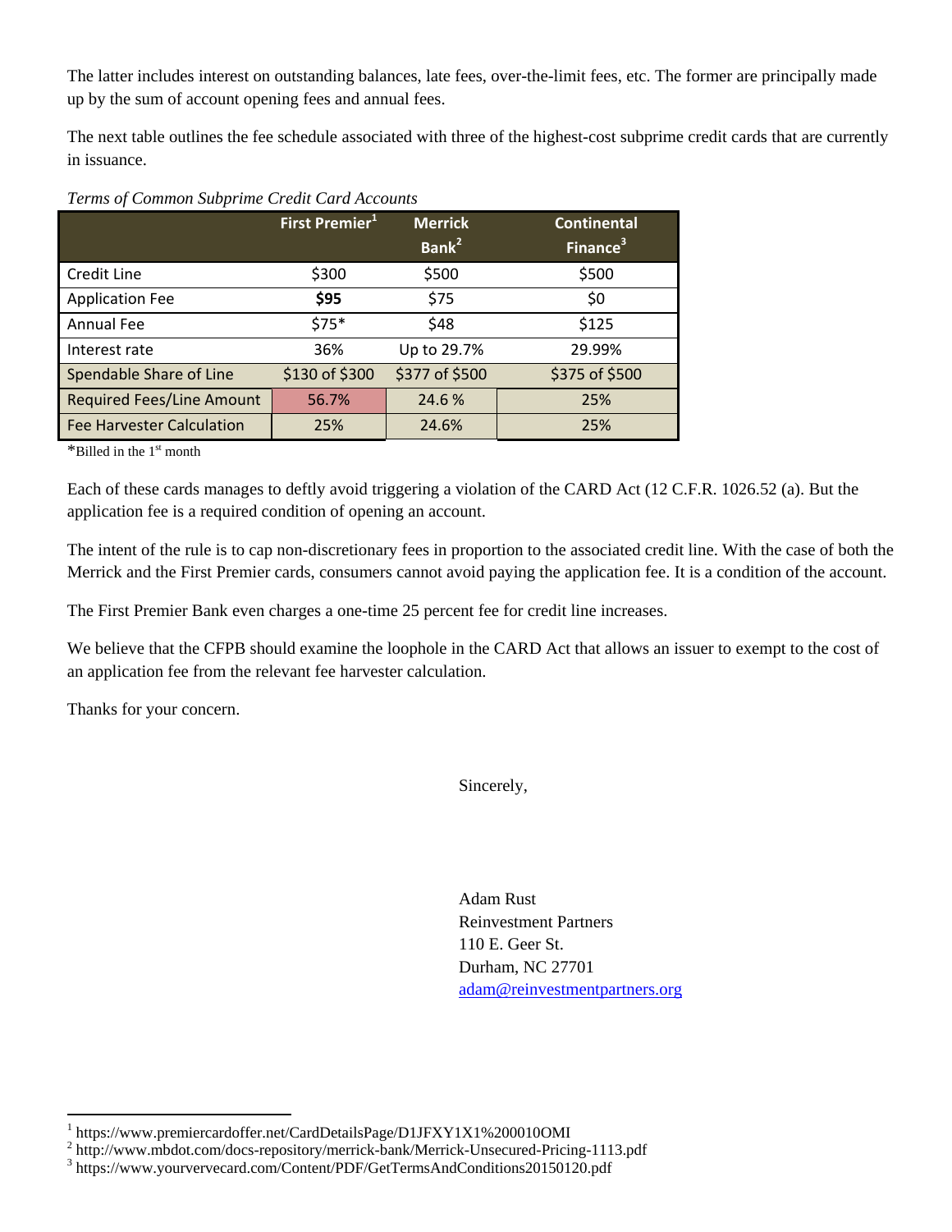The latter includes interest on outstanding balances, late fees, over-the-limit fees, etc. The former are principally made up by the sum of account opening fees and annual fees.

The next table outlines the fee schedule associated with three of the highest-cost subprime credit cards that are currently in issuance.

*Terms of Common Subprime Credit Card Accounts*

| | First Premier[1] | Merrick Bank[2] | Continental Finance[3] |
|---|---|---|---|
| Credit Line | $300 | $500 | $500 |
| Application Fee | **$95** | $75 | $0 |
| Annual Fee | $75* | $48 | $125 |
| Interest rate | 36% | Up to 29.7% | 29.99% |
| Spendable Share of Line | $130 of $300 | $377 of $500 | $375 of $500 |
| Required Fees/Line Amount | 56.7% | 24.6 % | 25% |
| Fee Harvester Calculation | 25% | 24.6% | 25% |

*Billed in the 1st month

Each of these cards manages to deftly avoid triggering a violation of the CARD Act (12 C.F.R. 1026.52 (a). But the application fee is a required condition of opening an account.

The intent of the rule is to cap non-discretionary fees in proportion to the associated credit line. With the case of both the Merrick and the First Premier cards, consumers cannot avoid paying the application fee. It is a condition of the account.

The First Premier Bank even charges a one-time 25 percent fee for credit line increases.

We believe that the CFPB should examine the loophole in the CARD Act that allows an issuer to exempt to the cost of an application fee from the relevant fee harvester calculation.

Thanks for your concern.

Sincerely,

Adam Rust
Reinvestment Partners
110 E. Geer St.
Durham, NC 27701
adam@reinvestmentpartners.org

[1] https://www.premiercardoffer.net/CardDetailsPage/D1JFXY1X1%200010OMI
[2] http://www.mbdot.com/docs-repository/merrick-bank/Merrick-Unsecured-Pricing-1113.pdf
[3] https://www.yourvervecard.com/Content/PDF/GetTermsAndConditions20150120.pdf